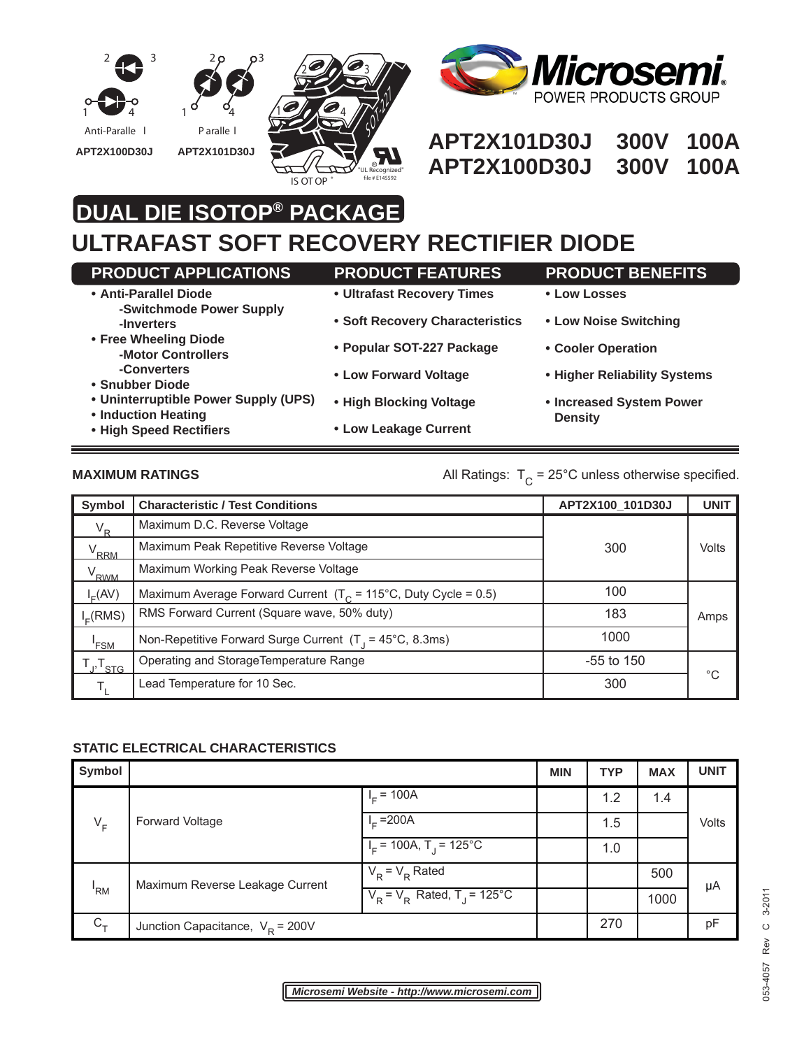Anti-Parallel — APT2X100D30J

Parallel — APT2X101D30J

ISOTOP®

"UL Recognized" file # E145592

Microsemi POWER PRODUCTS GROUP

**APT2X101D30J 300V 100A**
**APT2X100D30J 300V 100A**

# DUAL DIE ISOTOP® PACKAGE

# ULTRAFAST SOFT RECOVERY RECTIFIER DIODE

## PRODUCT APPLICATIONS

- **Anti-Parallel Diode**
  - **-Switchmode Power Supply**
  - **-Inverters**
- **Free Wheeling Diode**
  - **-Motor Controllers**
  - **-Converters**
- **Snubber Diode**
- **Uninterruptible Power Supply (UPS)**
- **Induction Heating**
- **High Speed Rectifiers**

## PRODUCT FEATURES

- **Ultrafast Recovery Times**
- **Soft Recovery Characteristics**
- **Popular SOT-227 Package**
- **Low Forward Voltage**
- **High Blocking Voltage**
- **Low Leakage Current**

## PRODUCT BENEFITS

- **Low Losses**
- **Low Noise Switching**
- **Cooler Operation**
- **Higher Reliability Systems**
- **Increased System Power Density**

### MAXIMUM RATINGS

All Ratings: $T_C$ = 25°C unless otherwise specified.

| Symbol | Characteristic / Test Conditions | APT2X100_101D30J | UNIT |
|---|---|---|---|
| $V_R$ | Maximum D.C. Reverse Voltage | 300 | Volts |
| $V_{RRM}$ | Maximum Peak Repetitive Reverse Voltage | | |
| $V_{RWM}$ | Maximum Working Peak Reverse Voltage | | |
| $I_F(AV)$ | Maximum Average Forward Current ($T_C$ = 115°C, Duty Cycle = 0.5) | 100 | Amps |
| $I_F(RMS)$ | RMS Forward Current (Square wave, 50% duty) | 183 | |
| $I_{FSM}$ | Non-Repetitive Forward Surge Current ($T_J$ = 45°C, 8.3ms) | 1000 | |
| $T_J, T_{STG}$ | Operating and Storage Temperature Range | -55 to 150 | °C |
| $T_L$ | Lead Temperature for 10 Sec. | 300 | |

### STATIC ELECTRICAL CHARACTERISTICS

| Symbol | | | MIN | TYP | MAX | UNIT |
|---|---|---|---|---|---|---|
| $V_F$ | Forward Voltage | $I_F$ = 100A | | 1.2 | 1.4 | Volts |
| | | $I_F$ = 200A | | 1.5 | | |
| | | $I_F$ = 100A, $T_J$ = 125°C | | 1.0 | | |
| $I_{RM}$ | Maximum Reverse Leakage Current | $V_R$ = $V_R$ Rated | | | 500 | μA |
| | | $V_R$ = $V_R$ Rated, $T_J$ = 125°C | | | 1000 | |
| $C_T$ | Junction Capacitance, $V_R$ = 200V | | | 270 | | pF |

*Microsemi Website - http://www.microsemi.com*

053-4057 Rev C 3-2011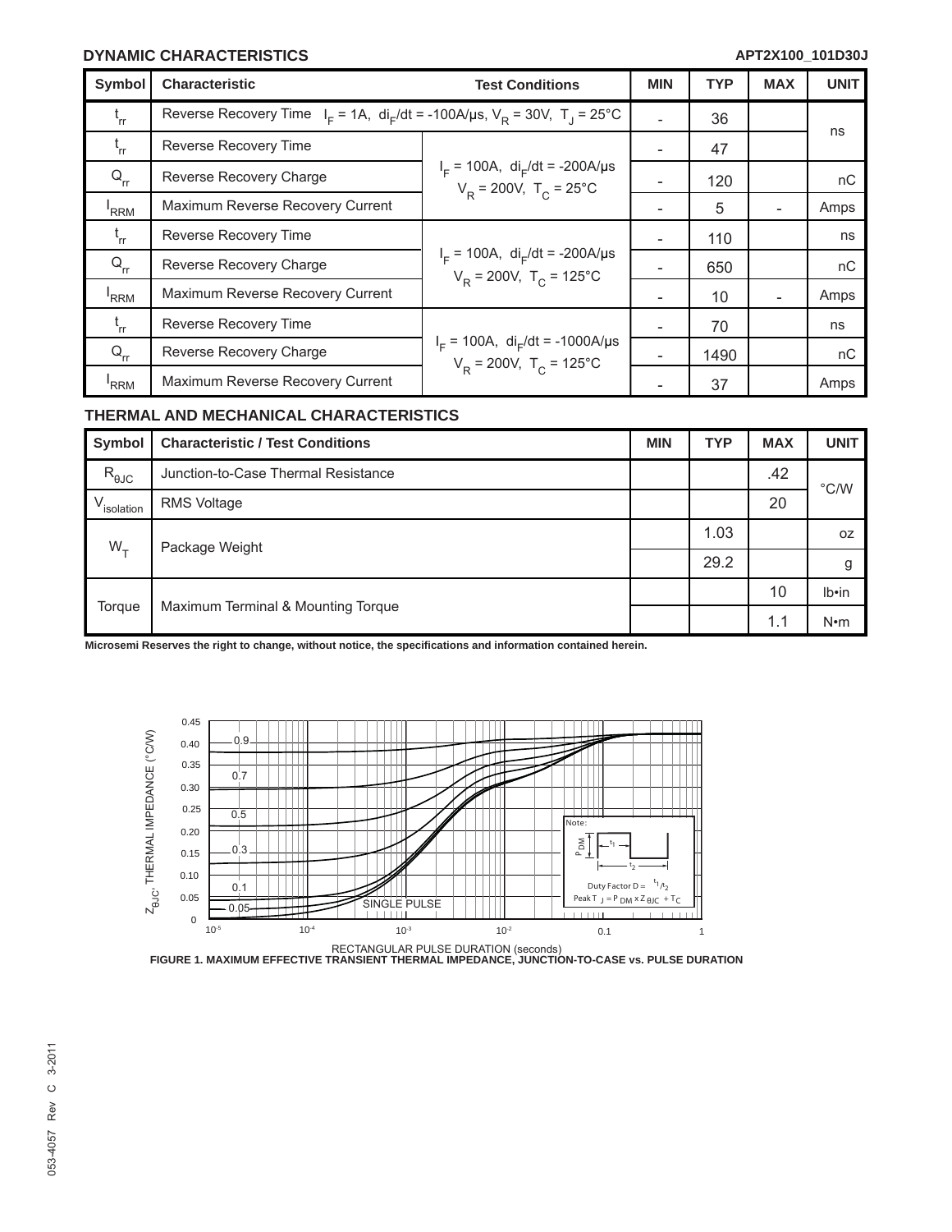## DYNAMIC CHARACTERISTICS

| Symbol | Characteristic | Test Conditions | MIN | TYP | MAX | UNIT |
|---|---|---|---|---|---|---|
| $t_{rr}$ | Reverse Recovery Time | $I_F$ = 1A, $di_F/dt$ = -100A/µs, $V_R$ = 30V, $T_J$ = 25°C | - | 36 | | ns |
| $t_{rr}$ | Reverse Recovery Time | $I_F$ = 100A, $di_F/dt$ = -200A/µs $V_R$ = 200V, $T_C$ = 25°C | - | 47 | | ns |
| $Q_{rr}$ | Reverse Recovery Charge | | - | 120 | | nC |
| $I_{RRM}$ | Maximum Reverse Recovery Current | | - | 5 | - | Amps |
| $t_{rr}$ | Reverse Recovery Time | $I_F$ = 100A, $di_F/dt$ = -200A/µs $V_R$ = 200V, $T_C$ = 125°C | - | 110 | | ns |
| $Q_{rr}$ | Reverse Recovery Charge | | - | 650 | | nC |
| $I_{RRM}$ | Maximum Reverse Recovery Current | | - | 10 | - | Amps |
| $t_{rr}$ | Reverse Recovery Time | $I_F$ = 100A, $di_F/dt$ = -1000A/µs $V_R$ = 200V, $T_C$ = 125°C | - | 70 | | ns |
| $Q_{rr}$ | Reverse Recovery Charge | | - | 1490 | | nC |
| $I_{RRM}$ | Maximum Reverse Recovery Current | | - | 37 | | Amps |

## THERMAL AND MECHANICAL CHARACTERISTICS

| Symbol | Characteristic / Test Conditions | MIN | TYP | MAX | UNIT |
|---|---|---|---|---|---|
| $R_{\theta JC}$ | Junction-to-Case Thermal Resistance | | | .42 | °C/W |
| $V_{isolation}$ | RMS Voltage | | | 20 | |
| $W_T$ | Package Weight | | 1.03 | | oz |
| | | | 29.2 | | g |
| Torque | Maximum Terminal & Mounting Torque | | | 10 | lb•in |
| | | | | 1.1 | N•m |

Microsemi Reserves the right to change, without notice, the specifications and information contained herein.

FIGURE 1. MAXIMUM EFFECTIVE TRANSIENT THERMAL IMPEDANCE, JUNCTION-TO-CASE vs. PULSE DURATION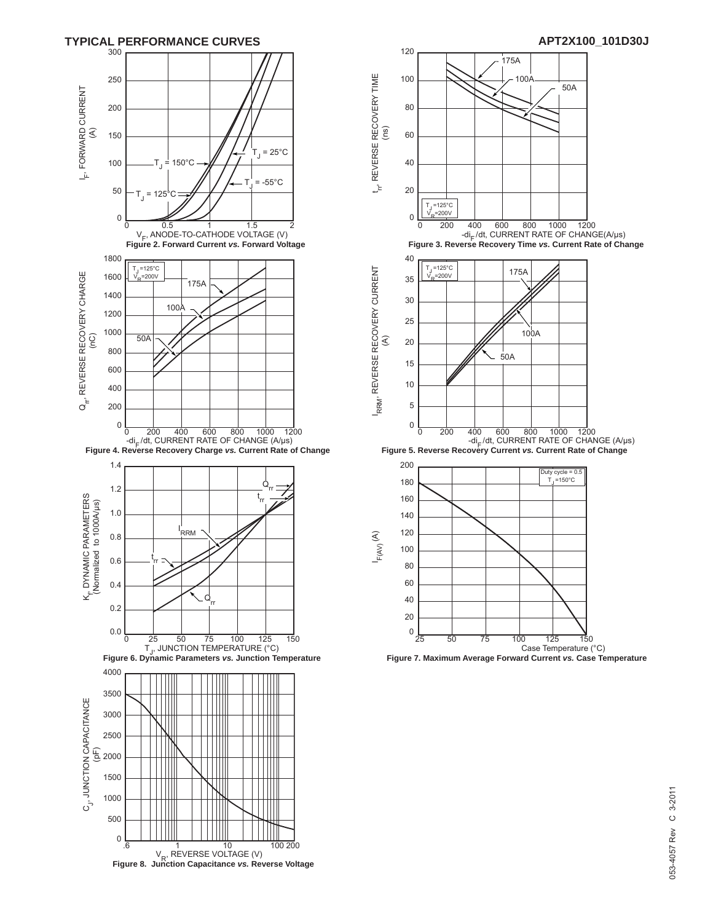## TYPICAL PERFORMANCE CURVES

**Figure 2. Forward Current *vs.* Forward Voltage**

**Figure 3. Reverse Recovery Time *vs.* Current Rate of Change**

**Figure 4. Reverse Recovery Charge *vs.* Current Rate of Change**

**Figure 5. Reverse Recovery Current *vs.* Current Rate of Change**

**Figure 6. Dynamic Parameters *vs.* Junction Temperature**

**Figure 7. Maximum Average Forward Current *vs.* Case Temperature**

**Figure 8. Junction Capacitance *vs.* Reverse Voltage**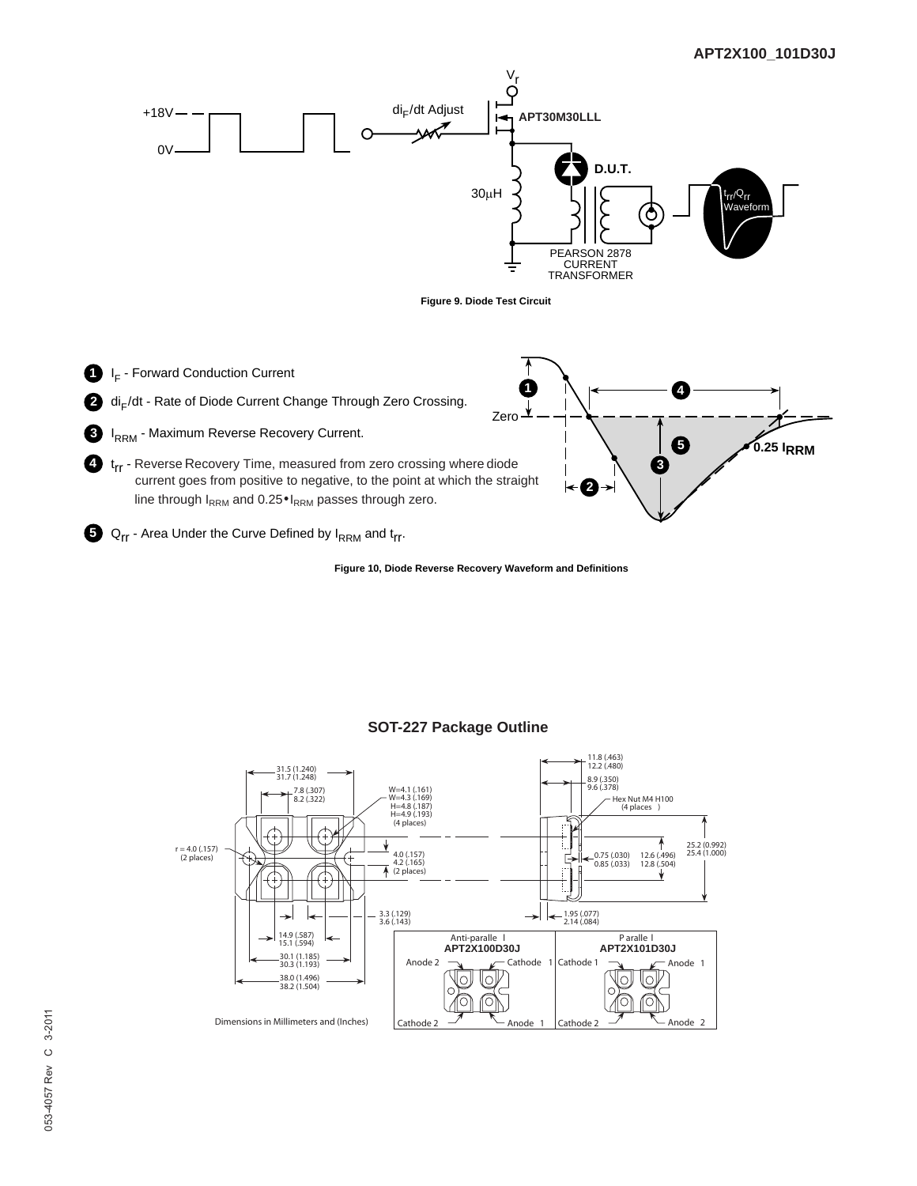+18V

0V

$di_F$/dt Adjust

$V_r$

APT30M30LLL

D.U.T.

30μH

PEARSON 2878
CURRENT
TRANSFORMER

$t_{rr}/Q_{rr}$
Waveform

Figure 9. Diode Test Circuit

1. $I_F$ - Forward Conduction Current
2. $di_F$/dt - Rate of Diode Current Change Through Zero Crossing.
3. $I_{RRM}$ - Maximum Reverse Recovery Current.
4. $t_{rr}$ - Reverse Recovery Time, measured from zero crossing where diode current goes from positive to negative, to the point at which the straight line through $I_{RRM}$ and $0.25 \cdot I_{RRM}$ passes through zero.
5. $Q_{rr}$ - Area Under the Curve Defined by $I_{RRM}$ and $t_{rr}$.

Zero

0.25 $I_{RRM}$

Figure 10, Diode Reverse Recovery Waveform and Definitions

## SOT-227 Package Outline

31.5 (1.240)
31.7 (1.248)

7.8 (.307)
8.2 (.322)

W=4.1 (.161)
W=4.3 (.169)
H=4.8 (.187)
H=4.9 (.193)
(4 places)

r = 4.0 (.157)
(2 places)

4.0 (.157)
4.2 (.165)
(2 places)

3.3 (.129)
3.6 (.143)

14.9 (.587)
15.1 (.594)

30.1 (1.185)
30.3 (1.193)

38.0 (1.496)
38.2 (1.504)

11.8 (.463)
12.2 (.480)

8.9 (.350)
9.6 (.378)

Hex Nut M4 H100
(4 places)

25.2 (0.992)
25.4 (1.000)

0.75 (.030)
0.85 (.033)

12.6 (.496)
12.8 (.504)

1.95 (.077)
2.14 (.084)

| Anti-parallel APT2X100D30J | Parallel APT2X101D30J |
|---|---|
| Anode 2, Cathode 1, Cathode 2, Anode 1 | Cathode 1, Anode 1, Cathode 2, Anode 2 |

Dimensions in Millimeters and (Inches)

053-4057 Rev C 3-2011